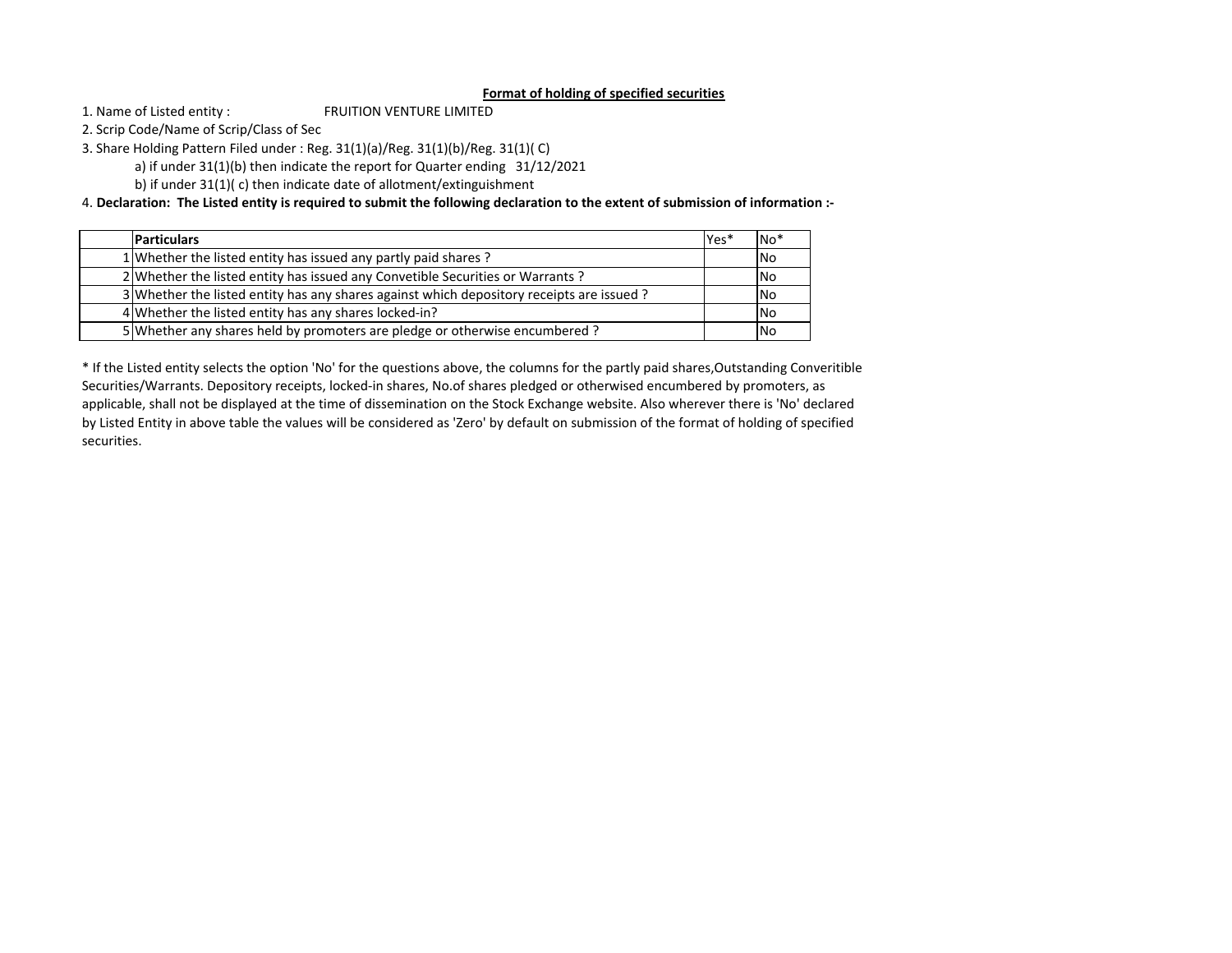**Format of holding of specified securities**

1. Name of Listed entity : FRUITION VENTURE LIMITED
2. Scrip Code/Name of Scrip/Class of Sec
3. Share Holding Pattern Filed under : Reg. 31(1)(a)/Reg. 31(1)(b)/Reg. 31(1)( C)
   a) if under 31(1)(b) then indicate the report for Quarter ending 31/12/2021
   b) if under 31(1)( c) then indicate date of allotment/extinguishment
4. **Declaration: The Listed entity is required to submit the following declaration to the extent of submission of information :-**

| | Particulars | Yes* | No* |
|---|---|---|---|
| 1 | Whether the listed entity has issued any partly paid shares ? | | No |
| 2 | Whether the listed entity has issued any Convetible Securities or Warrants ? | | No |
| 3 | Whether the listed entity has any shares against which depository receipts are issued ? | | No |
| 4 | Whether the listed entity has any shares locked-in? | | No |
| 5 | Whether any shares held by promoters are pledge or otherwise encumbered ? | | No |

* If the Listed entity selects the option 'No' for the questions above, the columns for the partly paid shares,Outstanding Converitible Securities/Warrants. Depository receipts, locked-in shares, No.of shares pledged or otherwised encumbered by promoters, as applicable, shall not be displayed at the time of dissemination on the Stock Exchange website. Also wherever there is 'No' declared by Listed Entity in above table the values will be considered as 'Zero' by default on submission of the format of holding of specified securities.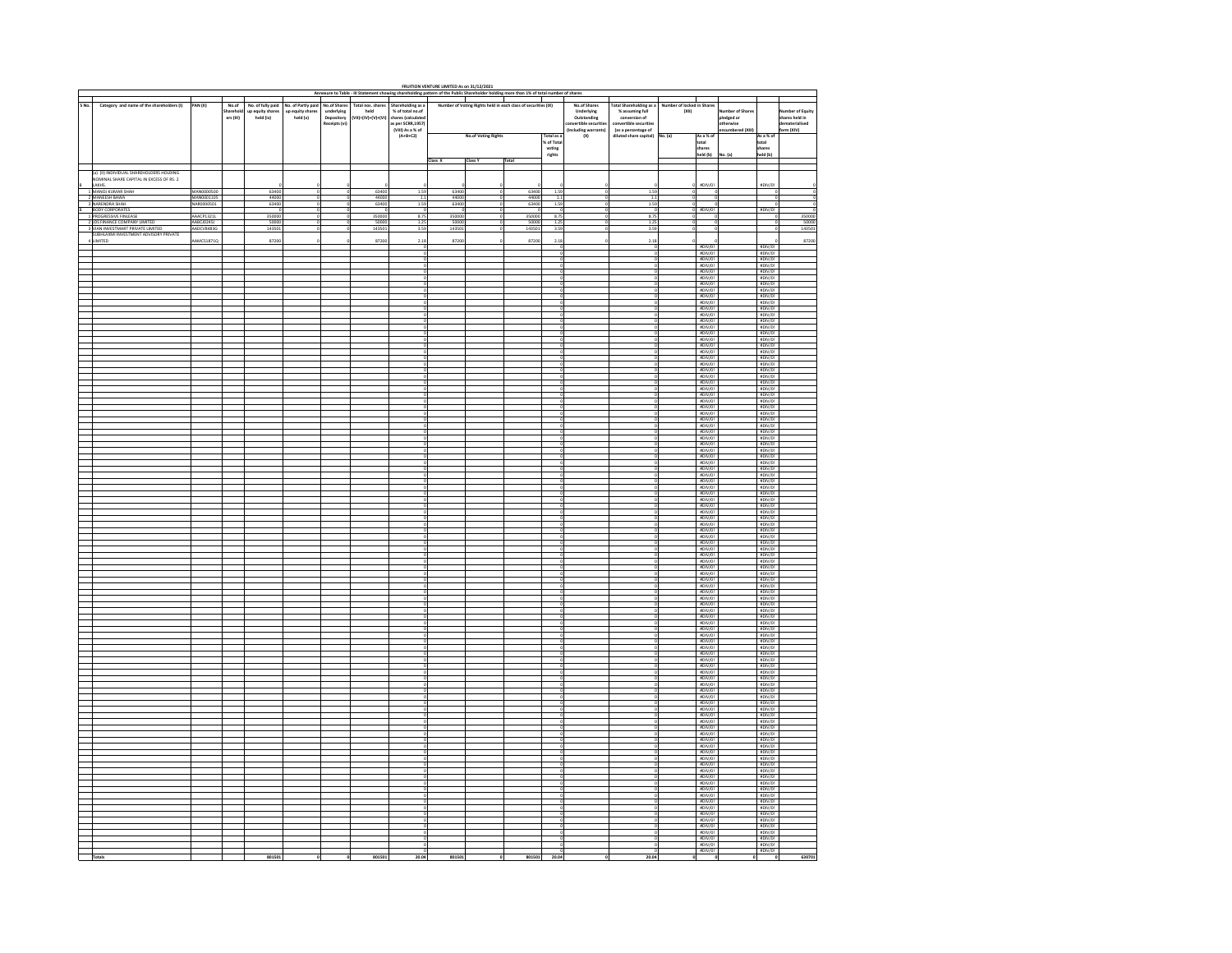FRUITION VENTURE LIMITED As on 31/12/2021

Annexure to Table - III Statement showing shareholding pattern of the Public Shareholder holding more than 1% of total number of shares

| S No. | Category and name of the shareholders (I) | PAN (II) | No.of Shareholders (III) | No. of fully paid up equity shares held (iv) | No. of Partly paid up equity shares held (v) | No.of Shares underlying Depository Receipts (vi) | Total nos. shares held (VII)=(IV)+(V)+(VI) | Shareholding as a % of total no.of shares (calculated as per SCRR,1957) (VIII) As a % of (A+B+C2) | Number of Voting Rights held in each class of securities (IX) | | | | No.of Shares Underlying Outstanding convertible securities (including warrants) (X) | Total Shareholding as a % assuming full conversion of convertible securities (as a percentage of diluted share capital) | Number of locked in Shares (XII) | | Number of Shares pledged or otherwise encumbered (XIII) | | Number of Equity shares held in dematerialised form (XIV) |
|---|---|---|---|---|---|---|---|---|---|---|---|---|---|---|---|---|---|---|---|
| | | | | | | | | | No.of Voting Rights | | | Total as a % of Total voting rights | | | No. (a) | As a % of total shares held (b) | No. (a) | As a % of total shares held (b) | |
| | | | | | | | | | Class X | Class Y | Total | | | | | | | | |
| a | (a) (II) INDIVIDUAL SHAREHOLDERS HOLDING NOMINAL SHARE CAPITAL IN EXCESS OF RS. 2 LAKHS. | | | 0 | 0 | 0 | 0 | 0 | 0 | 0 | 0 | 0 | 0 | 0 | 0 | #DIV/0! | | #DIV/0! | 0 |
| 1 | MANOJ KUMAR SHAH | MAN0000500 | | 63400 | 0 | 0 | 63400 | 1.59 | 63400 | 0 | 63400 | 1.59 | 0 | 1.59 | 0 | 0 | | 0 | 0 |
| 2 | MANEESH BAWA | MAN0001105 | | 44000 | 0 | 0 | 44000 | 1.1 | 44000 | 0 | 44000 | 1.1 | 0 | 1.1 | 0 | 0 | | 0 | 0 |
| 3 | NARENDRA SHAH | NAR0000501 | | 63400 | 0 | 0 | 63400 | 1.59 | 63400 | 0 | 63400 | 1.59 | 0 | 1.59 | 0 | 0 | | 0 | 0 |
| B | BODY CORPORATES | | | 0 | 0 | 0 | 0 | 0 | 0 | 0 | 0 | 0 | 0 | 0 | 0 | #DIV/0! | | #DIV/0! | 0 |
| 1 | PROGRESSIVE FINLEASE | AAACP1321L | | 350000 | 0 | 0 | 350000 | 8.75 | 350000 | 0 | 350000 | 8.75 | 0 | 8.75 | 0 | 0 | | 0 | 350000 |
| 2 | DSJ FINANCE COMPANY LIMITED | AABCJ0245J | | 50000 | 0 | 0 | 50000 | 1.25 | 50000 | 0 | 50000 | 1.25 | 0 | 1.25 | 0 | 0 | | 0 | 50000 |
| 3 | MAN INVESTMART PRIVATE LIMITED | AADCV8483G | | 143501 | 0 | 0 | 143501 | 3.59 | 143501 | 0 | 143501 | 3.59 | 0 | 3.59 | 0 | 0 | | 0 | 143501 |
| 4 | SUBHLAXMI INVESTMENT ADVISORY PRIVATE LIMITED | AAKCS1871Q | | 87200 | 0 | 0 | 87200 | 2.18 | 87200 | 0 | 87200 | 2.18 | 0 | 2.18 | 0 | 0 | | 0 | 87200 |
| | Totals | | | 801501 | 0 | 0 | 801501 | 20.04 | 801501 | 0 | 801501 | 20.04 | 0 | 20.04 | 0 | 0 | 0 | 0 | 630701 |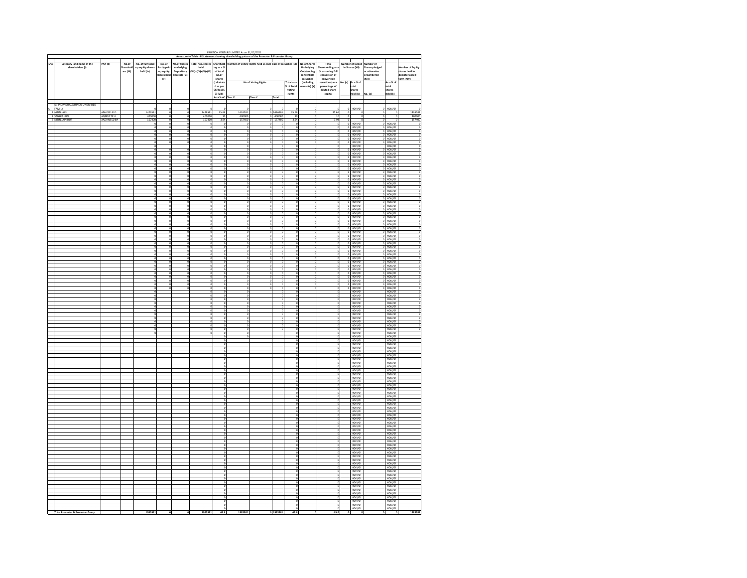FRUITION VENTURE LIMITED As on 31/12/2021

Annexure to Table - II Statement showing shareholding pattern of the Promoter & Promoter Group

| Sno | Category and name of the shareholders (I) | PAN (II) | No.of Shareholders (III) | No. of fully paid up equity shares held (iv) | No. of Partly paid up equity shares held (v) | No.of Shares underlying Depository Receipts (vi) | Total nos. shares held (VII)=(IV)+(V)+(VI) | Shareholding as a % of total no.of shares (calculated as per SCRR,1957) (VIII) As a % of | Number of Voting Rights held in each class of securities (IX) | | | | No.of Shares Underlying Outstanding convertible securities (including warrants) (X) | Total Shareholding as a % assuming full conversion of convertible securities (as a percentage of diluted share capital | Number of locked in Shares (XII) | | Number of Shares pledged or otherwise encumbered (XIII) | | Number of Equity shares held in dematerialised form (XIV) |
|---|---|---|---|---|---|---|---|---|---|---|---|---|---|---|---|---|---|---|---|
| | | | | | | | | | No.of Voting Rights | | | Total as a % of Total voting rights | | | No. (a) | As a % of total shares held (b) | No. (a) | As a % of total shares held (b) | |
| | | | | | | | | | Class X | Class Y | Total | | | | | | | | |
| A | (a) INDIVIDUALS/HINDU UNDIVIDED FAMILY | | | 0 | 0 | 0 | 0 | 0 | 0 | 0 | 0 | 0 | 0 | 0 | 0 | #DIV/0! | 0 | #DIV/0! | 0 |
| 1 | NITIN JAIN | ADHPJ1131D | | 1426581 | 0 | 0 | 1426581 | 35.66 | 1426581 | 0 | 1426581 | 35.66 | 0 | 35.66 | 0 | 0 | 0 | 0 | 1426581 |
| 2 | SANHIT JAIN | AQNPJ2731J | | 400000 | 0 | 0 | 400000 | 10 | 400000 | 0 | 400000 | 10 | 0 | 10 | 0 | 0 | 0 | 0 | 400000 |
| 3 | NITIN JAIN HUF | AADHN9524M | | 157400 | 0 | 0 | 157400 | 3.94 | 157400 | 0 | 157400 | 3.94 | 0 | 3.94 | 0 | 0 | 0 | 0 | 157400 |
| | Total Promoter & Promoter Group | | | 1983981 | 0 | 0 | 1983981 | 49.6 | 1983981 | 0 | 1983981 | 49.6 | 0 | 49.6 | 0 | 0 | 0 | 0 | 1983981 |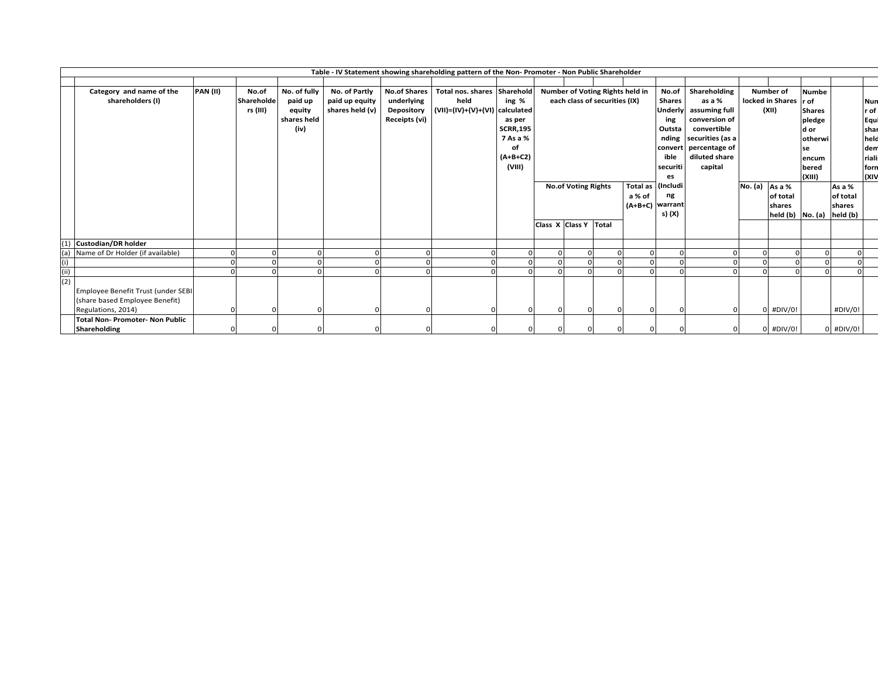**Table - IV Statement showing shareholding pattern of the Non- Promoter - Non Public Shareholder**

| | Category and name of the shareholders (I) | PAN (II) | No.of Shareholders (III) | No. of fully paid up equity shares held (iv) | No. of Partly paid up equity shares held (v) | No.of Shares underlying Depository Receipts (vi) | Total nos. shares held (VII)=(IV)+(V)+(VI) | Shareholding % calculated as per SCRR,1957 As a % of (A+B+C2) (VIII) | Number of Voting Rights held in each class of securities (IX) | | | | No.of Shares Underlying Outstanding convertible securities (Including warrants) (X) | Shareholding as a % assuming full conversion of convertible securities (as a percentage of diluted share capital | Number of locked in Shares (XII) | | Number of Shares pledged or otherwise encumbered (XIII) | | Number of Equity shares held in dematerialised form (XIV) |
|---|---|---|---|---|---|---|---|---|---|---|---|---|---|---|---|---|---|---|---|
| | | | | | | | | | No.of Voting Rights | | | Total as a % of (A+B+C) | | | No. (a) | As a % of total shares held (b) | No. (a) | As a % of total shares held (b) | |
| | | | | | | | | | Class X | Class Y | Total | | | | | | | | |
| (1) | **Custodian/DR holder** | | | | | | | | | | | | | | | | | | |
| (a) | Name of Dr Holder (if available) | 0 | 0 | 0 | 0 | 0 | 0 | 0 | 0 | 0 | 0 | 0 | 0 | 0 | 0 | 0 | 0 | 0 | |
| (i) | | 0 | 0 | 0 | 0 | 0 | 0 | 0 | 0 | 0 | 0 | 0 | 0 | 0 | 0 | 0 | 0 | 0 | |
| (ii) | | 0 | 0 | 0 | 0 | 0 | 0 | 0 | 0 | 0 | 0 | 0 | 0 | 0 | 0 | 0 | 0 | 0 | |
| (2) | Employee Benefit Trust (under SEBI (share based Employee Benefit) Regulations, 2014) | 0 | 0 | 0 | 0 | 0 | 0 | 0 | 0 | 0 | 0 | 0 | 0 | 0 | 0 | #DIV/0! | | #DIV/0! | |
| | **Total Non- Promoter- Non Public Shareholding** | 0 | 0 | 0 | 0 | 0 | 0 | 0 | 0 | 0 | 0 | 0 | 0 | 0 | 0 | #DIV/0! | 0 | #DIV/0! | |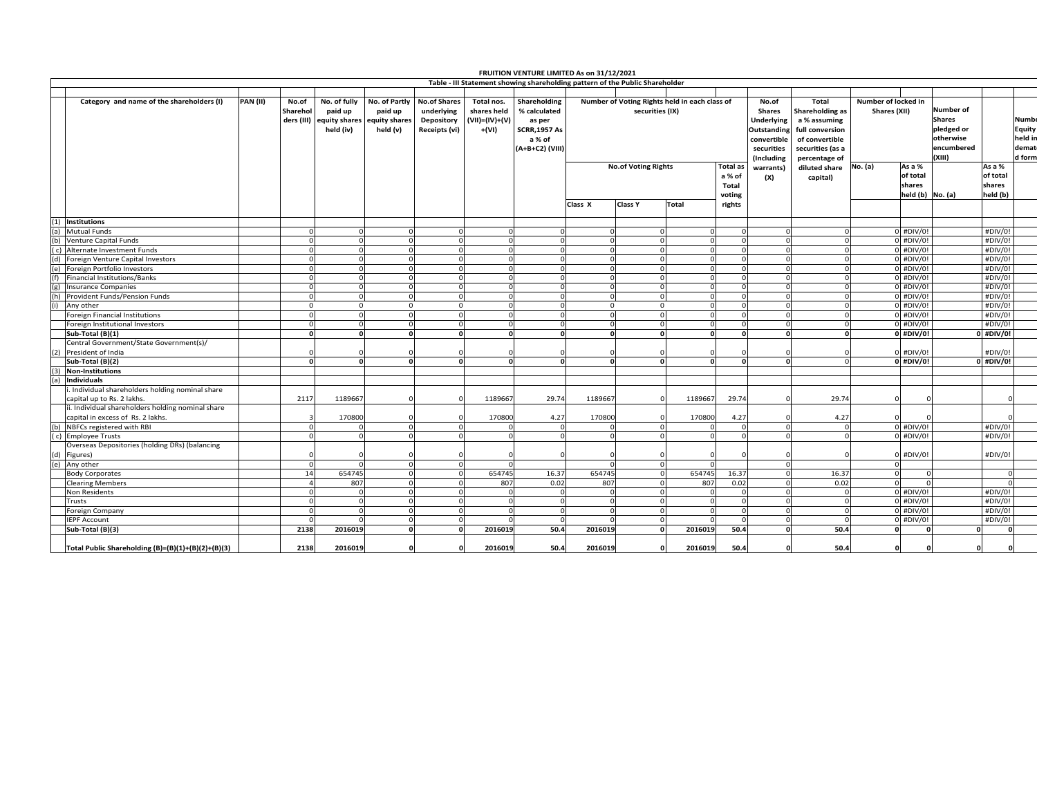**FRUITION VENTURE LIMITED As on 31/12/2021**

**Table - III Statement showing shareholding pattern of the Public Shareholder**

| | Category and name of the shareholders (I) | PAN (II) | No.of Shareholders (III) | No. of fully paid up equity shares held (iv) | No. of Partly paid up equity shares held (v) | No.of Shares underlying Depository Receipts (vi) | Total nos. shares held (VII)=(IV)+(V)+(VI) | Shareholding % calculated as per SCRR,1957 As a % of (A+B+C2) (VIII) | Number of Voting Rights held in each class of securities (IX) | | | | No.of Shares Underlying Outstanding convertible securities (Including warrants) (X) | Total Shareholding as a % assuming full conversion of convertible securities (as a percentage of diluted share capital) | Number of locked in Shares (XII) | | Number of Shares pledged or otherwise encumbered (XIII) | | Number of Equity shares held in dematerialized form |
|---|---|---|---|---|---|---|---|---|---|---|---|---|---|---|---|---|---|---|---|
| | | | | | | | | | No.of Voting Rights | | | Total as a % of Total voting rights | | | No. (a) | As a % of total shares held (b) | No. (a) | As a % of total shares held (b) | |
| | | | | | | | | | Class X | Class Y | Total | | | | | | | | |
| (1) | **Institutions** | | | | | | | | | | | | | | | | | | |
| (a) | Mutual Funds | | 0 | 0 | 0 | 0 | 0 | 0 | 0 | 0 | 0 | 0 | 0 | 0 | 0 | #DIV/0! | | #DIV/0! | |
| (b) | Venture Capital Funds | | 0 | 0 | 0 | 0 | 0 | 0 | 0 | 0 | 0 | 0 | 0 | 0 | 0 | #DIV/0! | | #DIV/0! | |
| ( c) | Alternate Investment Funds | | 0 | 0 | 0 | 0 | 0 | 0 | 0 | 0 | 0 | 0 | 0 | 0 | 0 | #DIV/0! | | #DIV/0! | |
| (d) | Foreign Venture Capital Investors | | 0 | 0 | 0 | 0 | 0 | 0 | 0 | 0 | 0 | 0 | 0 | 0 | 0 | #DIV/0! | | #DIV/0! | |
| (e) | Foreign Portfolio Investors | | 0 | 0 | 0 | 0 | 0 | 0 | 0 | 0 | 0 | 0 | 0 | 0 | 0 | #DIV/0! | | #DIV/0! | |
| (f) | Financial Institutions/Banks | | 0 | 0 | 0 | 0 | 0 | 0 | 0 | 0 | 0 | 0 | 0 | 0 | 0 | #DIV/0! | | #DIV/0! | |
| (g) | Insurance Companies | | 0 | 0 | 0 | 0 | 0 | 0 | 0 | 0 | 0 | 0 | 0 | 0 | 0 | #DIV/0! | | #DIV/0! | |
| (h) | Provident Funds/Pension Funds | | 0 | 0 | 0 | 0 | 0 | 0 | 0 | 0 | 0 | 0 | 0 | 0 | 0 | #DIV/0! | | #DIV/0! | |
| (i) | Any other | | 0 | 0 | 0 | 0 | 0 | 0 | 0 | 0 | 0 | 0 | 0 | 0 | 0 | #DIV/0! | | #DIV/0! | |
| | Foreign Financial Institutions | | 0 | 0 | 0 | 0 | 0 | 0 | 0 | 0 | 0 | 0 | 0 | 0 | 0 | #DIV/0! | | #DIV/0! | |
| | Foreign Institutional Investors | | 0 | 0 | 0 | 0 | 0 | 0 | 0 | 0 | 0 | 0 | 0 | 0 | 0 | #DIV/0! | | #DIV/0! | |
| | **Sub-Total (B)(1)** | | **0** | **0** | **0** | **0** | **0** | **0** | **0** | **0** | **0** | **0** | **0** | **0** | **0** | **#DIV/0!** | **0** | **#DIV/0!** | |
| (2) | Central Government/State Government(s)/ President of India | | 0 | 0 | 0 | 0 | 0 | 0 | 0 | 0 | 0 | 0 | 0 | 0 | 0 | #DIV/0! | | #DIV/0! | |
| | **Sub-Total (B)(2)** | | **0** | **0** | **0** | **0** | **0** | **0** | **0** | **0** | **0** | **0** | **0** | 0 | **0** | **#DIV/0!** | **0** | **#DIV/0!** | |
| (3) | **Non-Institutions** | | | | | | | | | | | | | | | | | | |
| (a) | **Individuals** | | | | | | | | | | | | | | | | | | |
| | i. Individual shareholders holding nominal share capital up to Rs. 2 lakhs. | | 2117 | 1189667 | 0 | 0 | 1189667 | 29.74 | 1189667 | 0 | 1189667 | 29.74 | 0 | 29.74 | 0 | 0 | | 0 | |
| | ii. Individual shareholders holding nominal share capital in excess of Rs. 2 lakhs. | | 3 | 170800 | 0 | 0 | 170800 | 4.27 | 170800 | 0 | 170800 | 4.27 | 0 | 4.27 | 0 | 0 | | 0 | |
| (b) | NBFCs registered with RBI | | 0 | 0 | 0 | 0 | 0 | 0 | 0 | 0 | 0 | 0 | 0 | 0 | 0 | #DIV/0! | | #DIV/0! | |
| ( c) | Employee Trusts | | 0 | 0 | 0 | 0 | 0 | 0 | 0 | 0 | 0 | 0 | 0 | 0 | 0 | #DIV/0! | | #DIV/0! | |
| (d) | Overseas Depositories (holding DRs) (balancing Figures) | | 0 | 0 | 0 | 0 | 0 | 0 | 0 | 0 | 0 | 0 | 0 | 0 | 0 | #DIV/0! | | #DIV/0! | |
| (e) | Any other | | 0 | 0 | 0 | 0 | 0 | | 0 | 0 | 0 | | 0 | | 0 | | | | |
| | Body Corporates | | 14 | 654745 | 0 | 0 | 654745 | 16.37 | 654745 | 0 | 654745 | 16.37 | 0 | 16.37 | 0 | 0 | | 0 | |
| | Clearing Members | | 4 | 807 | 0 | 0 | 807 | 0.02 | 807 | 0 | 807 | 0.02 | 0 | 0.02 | 0 | 0 | | 0 | |
| | Non Residents | | 0 | 0 | 0 | 0 | 0 | 0 | 0 | 0 | 0 | 0 | 0 | 0 | 0 | #DIV/0! | | #DIV/0! | |
| | Trusts | | 0 | 0 | 0 | 0 | 0 | 0 | 0 | 0 | 0 | 0 | 0 | 0 | 0 | #DIV/0! | | #DIV/0! | |
| | Foreign Company | | 0 | 0 | 0 | 0 | 0 | 0 | 0 | 0 | 0 | 0 | 0 | 0 | 0 | #DIV/0! | | #DIV/0! | |
| | IEPF Account | | 0 | 0 | 0 | 0 | 0 | 0 | 0 | 0 | 0 | 0 | 0 | 0 | 0 | #DIV/0! | | #DIV/0! | |
| | **Sub-Total (B)(3)** | | **2138** | **2016019** | **0** | **0** | **2016019** | **50.4** | **2016019** | **0** | **2016019** | **50.4** | **0** | **50.4** | **0** | **0** | **0** | **0** | |
| | **Total Public Shareholding (B)=(B)(1)+(B)(2)+(B)(3)** | | **2138** | **2016019** | **0** | **0** | **2016019** | **50.4** | **2016019** | **0** | **2016019** | **50.4** | **0** | **50.4** | **0** | **0** | **0** | **0** | |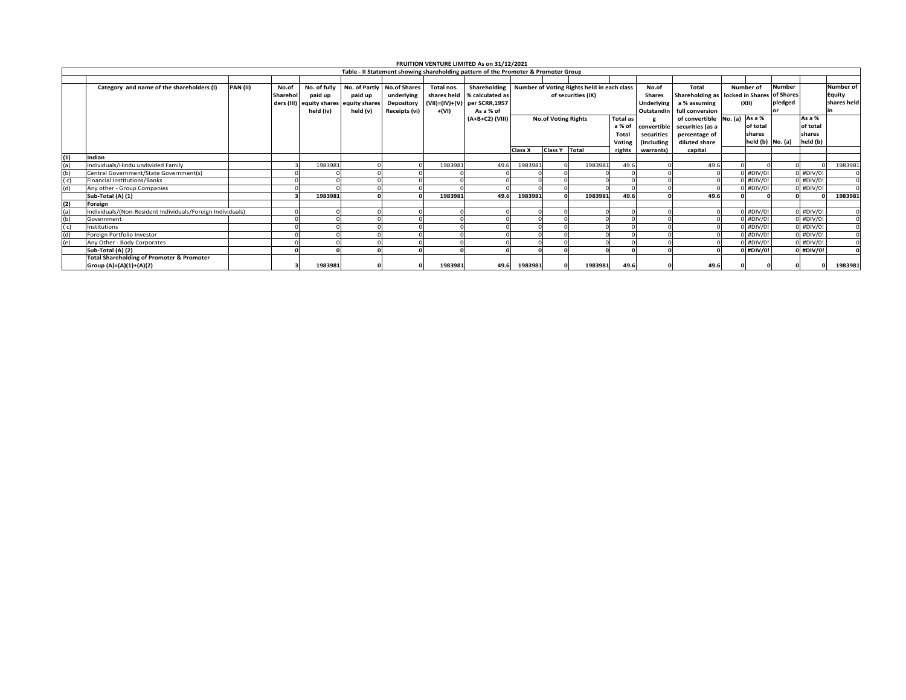FRUITION VENTURE LIMITED As on 31/12/2021

Table - II Statement showing shareholding pattern of the Promoter & Promoter Group

| | Category and name of the shareholders (I) | PAN (II) | No.of Shareholders (III) | No. of fully paid up equity shares held (iv) | No. of Partly paid up equity shares held (v) | No.of Shares underlying Depository Receipts (vi) | Total nos. shares held (VII)=(IV)+(V)+(VI) | Shareholding % calculated as per SCRR,1957 As a % of (A+B+C2) (VIII) | Number of Voting Rights held in each class of securities (IX) | | | | No.of Shares Underlying Outstanding convertible securities (Including warrants) | Total Shareholding as a % assuming full conversion of convertible securities (as a percentage of diluted share capital | Number of locked in Shares (XII) | | Number of Shares pledged or | | Number of Equity shares held in |
|---|---|---|---|---|---|---|---|---|---|---|---|---|---|---|---|---|---|---|---|
| | | | | | | | | | No.of Voting Rights | | | Total as a % of Total Voting rights | | | No. (a) | As a % of total shares held (b) | No. (a) | As a % of total shares held (b) | |
| | | | | | | | | | Class X | Class Y | Total | | | | | | | | |
| (1) | **Indian** | | | | | | | | | | | | | | | | | | |
| (a) | Individuals/Hindu undivided Family | | 3 | 1983981 | 0 | 0 | 1983981 | 49.6 | 1983981 | 0 | 1983981 | 49.6 | 0 | 49.6 | 0 | 0 | 0 | 0 | 1983981 |
| (b) | Central Government/State Government(s) | | 0 | 0 | 0 | 0 | 0 | 0 | 0 | 0 | 0 | 0 | 0 | 0 | 0 | #DIV/0! | 0 | #DIV/0! | 0 |
| ( c) | Financial Institutions/Banks | | 0 | 0 | 0 | 0 | 0 | 0 | 0 | 0 | 0 | 0 | 0 | 0 | 0 | #DIV/0! | 0 | #DIV/0! | 0 |
| (d) | Any other - Group Companies | | 0 | 0 | 0 | 0 | 0 | 0 | 0 | 0 | 0 | 0 | 0 | 0 | 0 | #DIV/0! | 0 | #DIV/0! | 0 |
| | **Sub-Total (A) (1)** | | **3** | **1983981** | **0** | **0** | **1983981** | **49.6** | **1983981** | **0** | **1983981** | **49.6** | **0** | **49.6** | **0** | **0** | **0** | **0** | **1983981** |
| (2) | **Foreign** | | | | | | | | | | | | | | | | | | |
| (a) | Individuals/(Non-Resident Individuals/Foreign Individuals) | | 0 | 0 | 0 | 0 | 0 | 0 | 0 | 0 | 0 | 0 | 0 | 0 | 0 | #DIV/0! | 0 | #DIV/0! | 0 |
| (b) | Government | | 0 | 0 | 0 | 0 | 0 | 0 | 0 | 0 | 0 | 0 | 0 | 0 | 0 | #DIV/0! | 0 | #DIV/0! | 0 |
| ( c) | Institutions | | 0 | 0 | 0 | 0 | 0 | 0 | 0 | 0 | 0 | 0 | 0 | 0 | 0 | #DIV/0! | 0 | #DIV/0! | 0 |
| (d) | Foreign Portfolio Investor | | 0 | 0 | 0 | 0 | 0 | 0 | 0 | 0 | 0 | 0 | 0 | 0 | 0 | #DIV/0! | 0 | #DIV/0! | 0 |
| (e) | Any Other - Body Corporates | | 0 | 0 | 0 | 0 | 0 | 0 | 0 | 0 | 0 | 0 | 0 | 0 | 0 | #DIV/0! | 0 | #DIV/0! | 0 |
| | **Sub-Total (A) (2)** | | **0** | **0** | **0** | **0** | **0** | **0** | **0** | **0** | **0** | **0** | **0** | **0** | **0** | **#DIV/0!** | **0** | **#DIV/0!** | **0** |
| | **Total Shareholding of Promoter & Promoter Group (A)=(A)(1)+(A)(2)** | | **3** | **1983981** | **0** | **0** | **1983981** | **49.6** | **1983981** | **0** | **1983981** | **49.6** | **0** | **49.6** | **0** | **0** | **0** | **0** | **1983981** |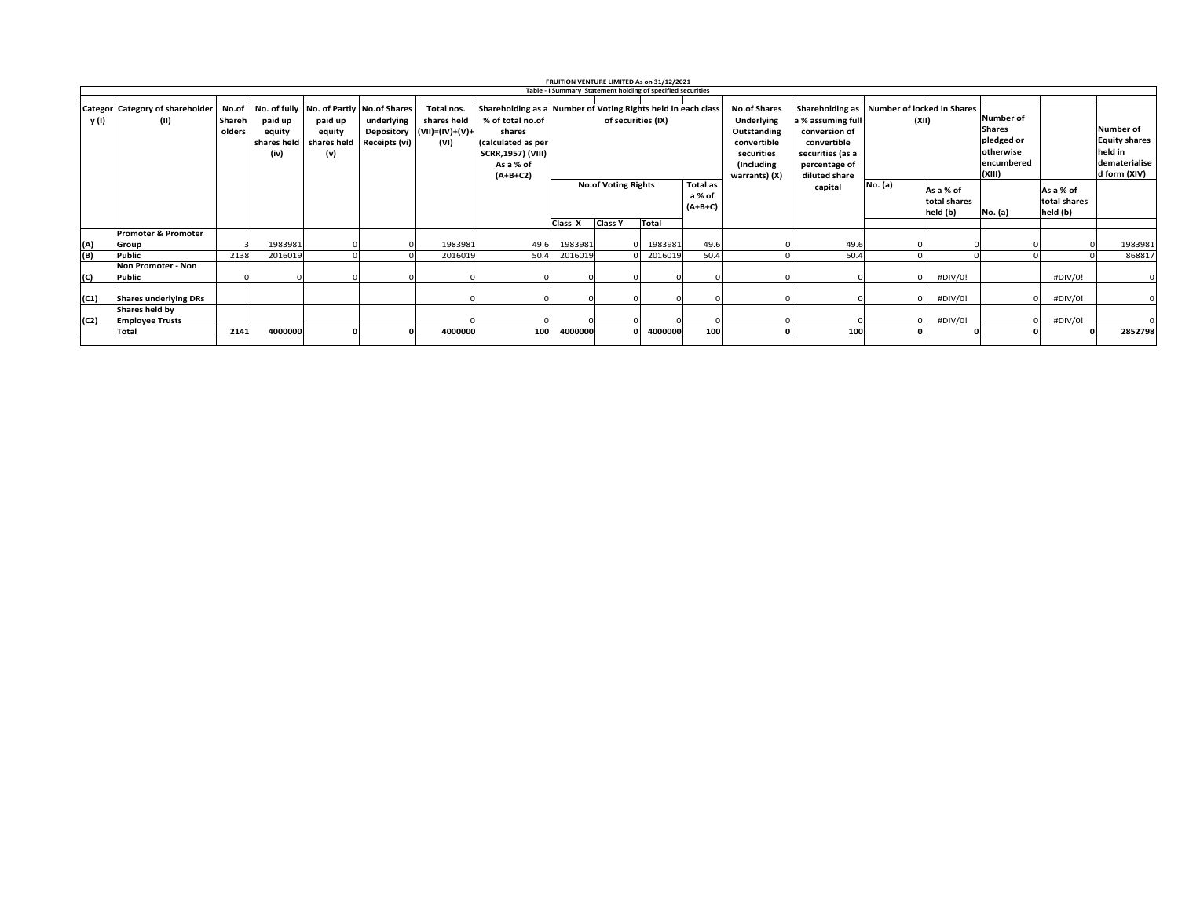FRUITION VENTURE LIMITED As on 31/12/2021

Table - I Summary Statement holding of specified securities

| Category (I) | Category of shareholder (II) | No.of Shareholders | No. of fully paid up equity shares held (iv) | No. of Partly paid up equity shares held (v) | No.of Shares underlying Depository Receipts (vi) | Total nos. shares held (VII)=(IV)+(V)+(VI) | Shareholding as a % of total no.of shares (calculated as per SCRR,1957) (VIII) As a % of (A+B+C2) | Number of Voting Rights held in each class of securities (IX) | | | | No.of Shares Underlying Outstanding convertible securities (Including warrants) (X) | Shareholding as a % assuming full conversion of convertible securities (as a percentage of diluted share capital | Number of locked in Shares (XII) | | Number of Shares pledged or otherwise encumbered (XIII) | | Number of Equity shares held in dematerialised form (XIV) |
|---|---|---|---|---|---|---|---|---|---|---|---|---|---|---|---|---|---|---|
| | | | | | | | | No.of Voting Rights | | | Total as a % of (A+B+C) | | | No. (a) | As a % of total shares held (b) | No. (a) | As a % of total shares held (b) | |
| | | | | | | | | Class X | Class Y | Total | | | | | | | | |
| (A) | Promoter & Promoter Group | 3 | 1983981 | 0 | 0 | 1983981 | 49.6 | 1983981 | 0 | 1983981 | 49.6 | 0 | 49.6 | 0 | 0 | 0 | 0 | 1983981 |
| (B) | Public | 2138 | 2016019 | 0 | 0 | 2016019 | 50.4 | 2016019 | 0 | 2016019 | 50.4 | 0 | 50.4 | 0 | 0 | 0 | 0 | 868817 |
| (C) | Non Promoter - Non Public | 0 | 0 | 0 | 0 | 0 | 0 | 0 | 0 | 0 | 0 | 0 | 0 | 0 | #DIV/0! | | #DIV/0! | 0 |
| (C1) | Shares underlying DRs | | | | | 0 | 0 | 0 | 0 | 0 | 0 | 0 | 0 | 0 | #DIV/0! | 0 | #DIV/0! | 0 |
| (C2) | Shares held by Employee Trusts | | | | | 0 | 0 | 0 | 0 | 0 | 0 | 0 | 0 | 0 | #DIV/0! | 0 | #DIV/0! | 0 |
| | **Total** | **2141** | **4000000** | **0** | **0** | **4000000** | **100** | **4000000** | **0** | **4000000** | **100** | **0** | **100** | **0** | **0** | **0** | **0** | **2852798** |